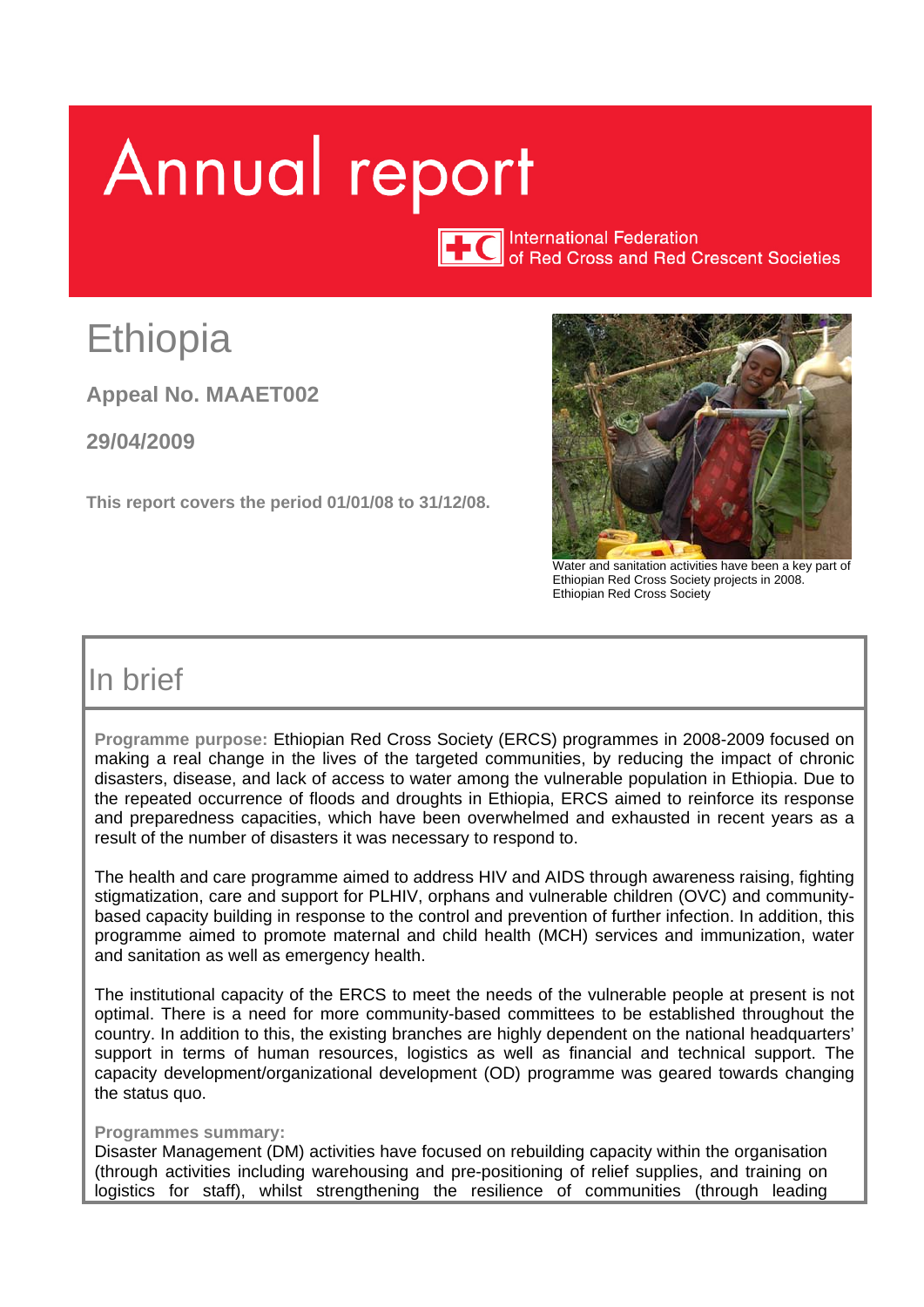# Annual report

International Federation of Red Cross and Red Crescent Societies

# Ethiopia

**Appeal No. MAAET002**

**29/04/2009**

**This report covers the period 01/01/08 to 31/12/08.**

Water and sanitation activities have been a key part of Ethiopian Red Cross Society projects in 2008. Ethiopian Red Cross Society

## In brief

**Programme purpose:** Ethiopian Red Cross Society (ERCS) programmes in 2008-2009 focused on making a real change in the lives of the targeted communities, by reducing the impact of chronic disasters, disease, and lack of access to water among the vulnerable population in Ethiopia. Due to the repeated occurrence of floods and droughts in Ethiopia, ERCS aimed to reinforce its response and preparedness capacities, which have been overwhelmed and exhausted in recent years as a result of the number of disasters it was necessary to respond to.

The health and care programme aimed to address HIV and AIDS through awareness raising, fighting stigmatization, care and support for PLHIV, orphans and vulnerable children (OVC) and community-based capacity building in response to the control and prevention of further infection. In addition, this programme aimed to promote maternal and child health (MCH) services and immunization, water and sanitation as well as emergency health.

The institutional capacity of the ERCS to meet the needs of the vulnerable people at present is not optimal. There is a need for more community-based committees to be established throughout the country. In addition to this, the existing branches are highly dependent on the national headquarters' support in terms of human resources, logistics as well as financial and technical support. The capacity development/organizational development (OD) programme was geared towards changing the status quo.

**Programmes summary:**
Disaster Management (DM) activities have focused on rebuilding capacity within the organisation (through activities including warehousing and pre-positioning of relief supplies, and training on logistics for staff), whilst strengthening the resilience of communities (through leading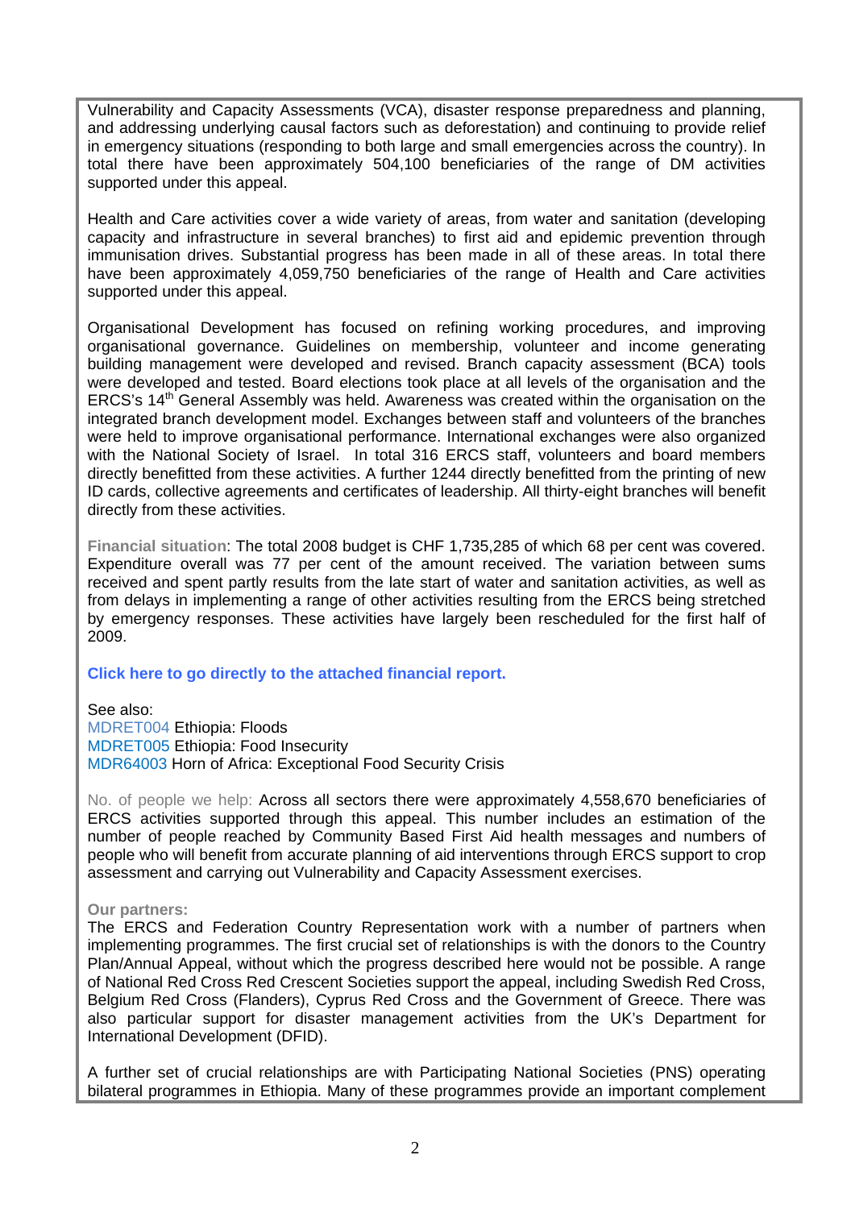Vulnerability and Capacity Assessments (VCA), disaster response preparedness and planning, and addressing underlying causal factors such as deforestation) and continuing to provide relief in emergency situations (responding to both large and small emergencies across the country). In total there have been approximately 504,100 beneficiaries of the range of DM activities supported under this appeal.

Health and Care activities cover a wide variety of areas, from water and sanitation (developing capacity and infrastructure in several branches) to first aid and epidemic prevention through immunisation drives. Substantial progress has been made in all of these areas. In total there have been approximately 4,059,750 beneficiaries of the range of Health and Care activities supported under this appeal.

Organisational Development has focused on refining working procedures, and improving organisational governance. Guidelines on membership, volunteer and income generating building management were developed and revised. Branch capacity assessment (BCA) tools were developed and tested. Board elections took place at all levels of the organisation and the ERCS's 14th General Assembly was held. Awareness was created within the organisation on the integrated branch development model. Exchanges between staff and volunteers of the branches were held to improve organisational performance. International exchanges were also organized with the National Society of Israel. In total 316 ERCS staff, volunteers and board members directly benefitted from these activities. A further 1244 directly benefitted from the printing of new ID cards, collective agreements and certificates of leadership. All thirty-eight branches will benefit directly from these activities.

**Financial situation**: The total 2008 budget is CHF 1,735,285 of which 68 per cent was covered. Expenditure overall was 77 per cent of the amount received. The variation between sums received and spent partly results from the late start of water and sanitation activities, as well as from delays in implementing a range of other activities resulting from the ERCS being stretched by emergency responses. These activities have largely been rescheduled for the first half of 2009.

**Click here to go directly to the attached financial report.**

See also:
MDRET004 Ethiopia: Floods
MDRET005 Ethiopia: Food Insecurity
MDR64003 Horn of Africa: Exceptional Food Security Crisis

No. of people we help: Across all sectors there were approximately 4,558,670 beneficiaries of ERCS activities supported through this appeal. This number includes an estimation of the number of people reached by Community Based First Aid health messages and numbers of people who will benefit from accurate planning of aid interventions through ERCS support to crop assessment and carrying out Vulnerability and Capacity Assessment exercises.

**Our partners:**
The ERCS and Federation Country Representation work with a number of partners when implementing programmes. The first crucial set of relationships is with the donors to the Country Plan/Annual Appeal, without which the progress described here would not be possible. A range of National Red Cross Red Crescent Societies support the appeal, including Swedish Red Cross, Belgium Red Cross (Flanders), Cyprus Red Cross and the Government of Greece. There was also particular support for disaster management activities from the UK's Department for International Development (DFID).

A further set of crucial relationships are with Participating National Societies (PNS) operating bilateral programmes in Ethiopia. Many of these programmes provide an important complement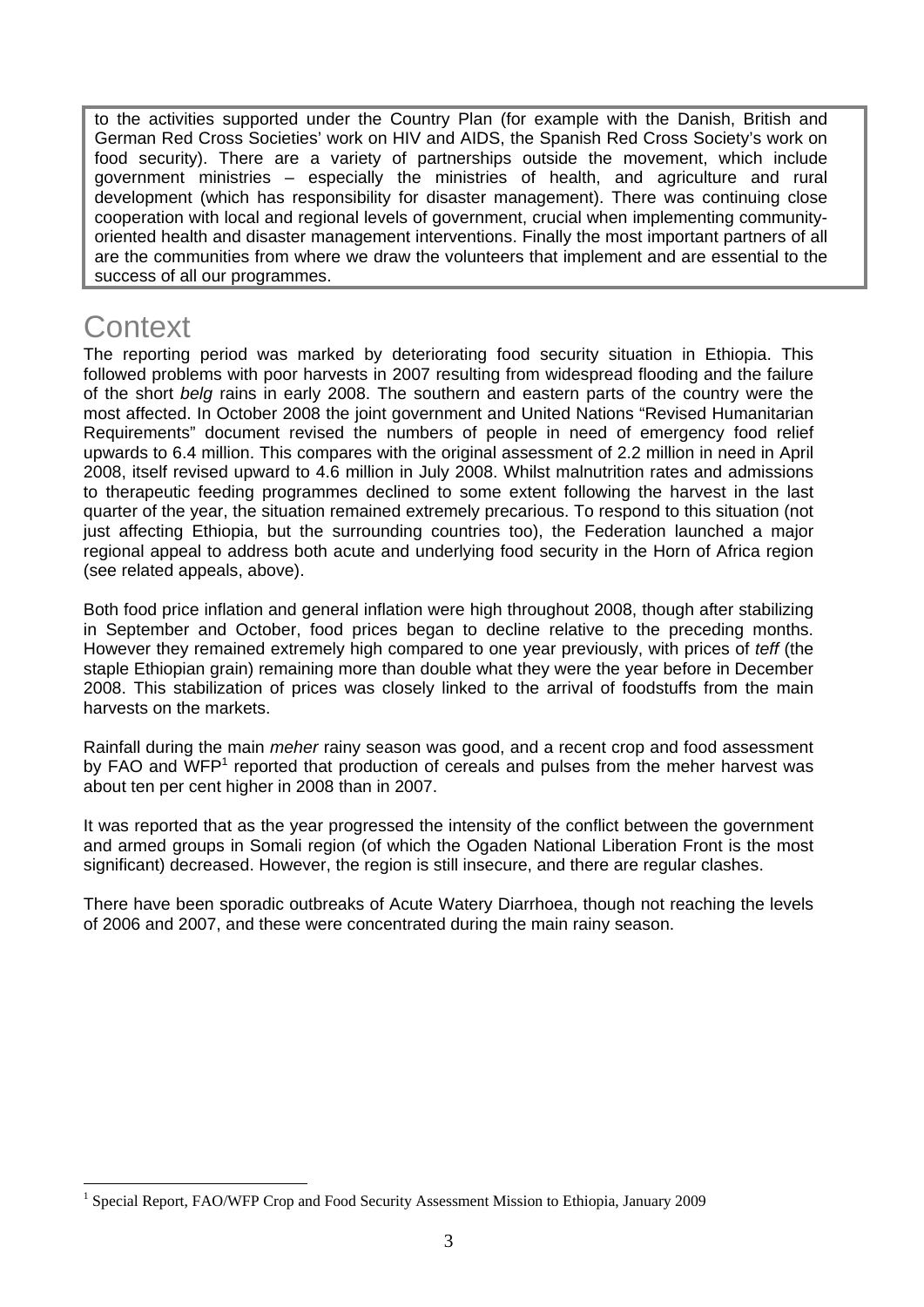to the activities supported under the Country Plan (for example with the Danish, British and German Red Cross Societies' work on HIV and AIDS, the Spanish Red Cross Society's work on food security). There are a variety of partnerships outside the movement, which include government ministries – especially the ministries of health, and agriculture and rural development (which has responsibility for disaster management). There was continuing close cooperation with local and regional levels of government, crucial when implementing community-oriented health and disaster management interventions. Finally the most important partners of all are the communities from where we draw the volunteers that implement and are essential to the success of all our programmes.

# Context

The reporting period was marked by deteriorating food security situation in Ethiopia. This followed problems with poor harvests in 2007 resulting from widespread flooding and the failure of the short *belg* rains in early 2008. The southern and eastern parts of the country were the most affected. In October 2008 the joint government and United Nations "Revised Humanitarian Requirements" document revised the numbers of people in need of emergency food relief upwards to 6.4 million. This compares with the original assessment of 2.2 million in need in April 2008, itself revised upward to 4.6 million in July 2008. Whilst malnutrition rates and admissions to therapeutic feeding programmes declined to some extent following the harvest in the last quarter of the year, the situation remained extremely precarious. To respond to this situation (not just affecting Ethiopia, but the surrounding countries too), the Federation launched a major regional appeal to address both acute and underlying food security in the Horn of Africa region (see related appeals, above).

Both food price inflation and general inflation were high throughout 2008, though after stabilizing in September and October, food prices began to decline relative to the preceding months. However they remained extremely high compared to one year previously, with prices of *teff* (the staple Ethiopian grain) remaining more than double what they were the year before in December 2008. This stabilization of prices was closely linked to the arrival of foodstuffs from the main harvests on the markets.

Rainfall during the main *meher* rainy season was good, and a recent crop and food assessment by FAO and WFP[1] reported that production of cereals and pulses from the meher harvest was about ten per cent higher in 2008 than in 2007.

It was reported that as the year progressed the intensity of the conflict between the government and armed groups in Somali region (of which the Ogaden National Liberation Front is the most significant) decreased. However, the region is still insecure, and there are regular clashes.

There have been sporadic outbreaks of Acute Watery Diarrhoea, though not reaching the levels of 2006 and 2007, and these were concentrated during the main rainy season.

[1] Special Report, FAO/WFP Crop and Food Security Assessment Mission to Ethiopia, January 2009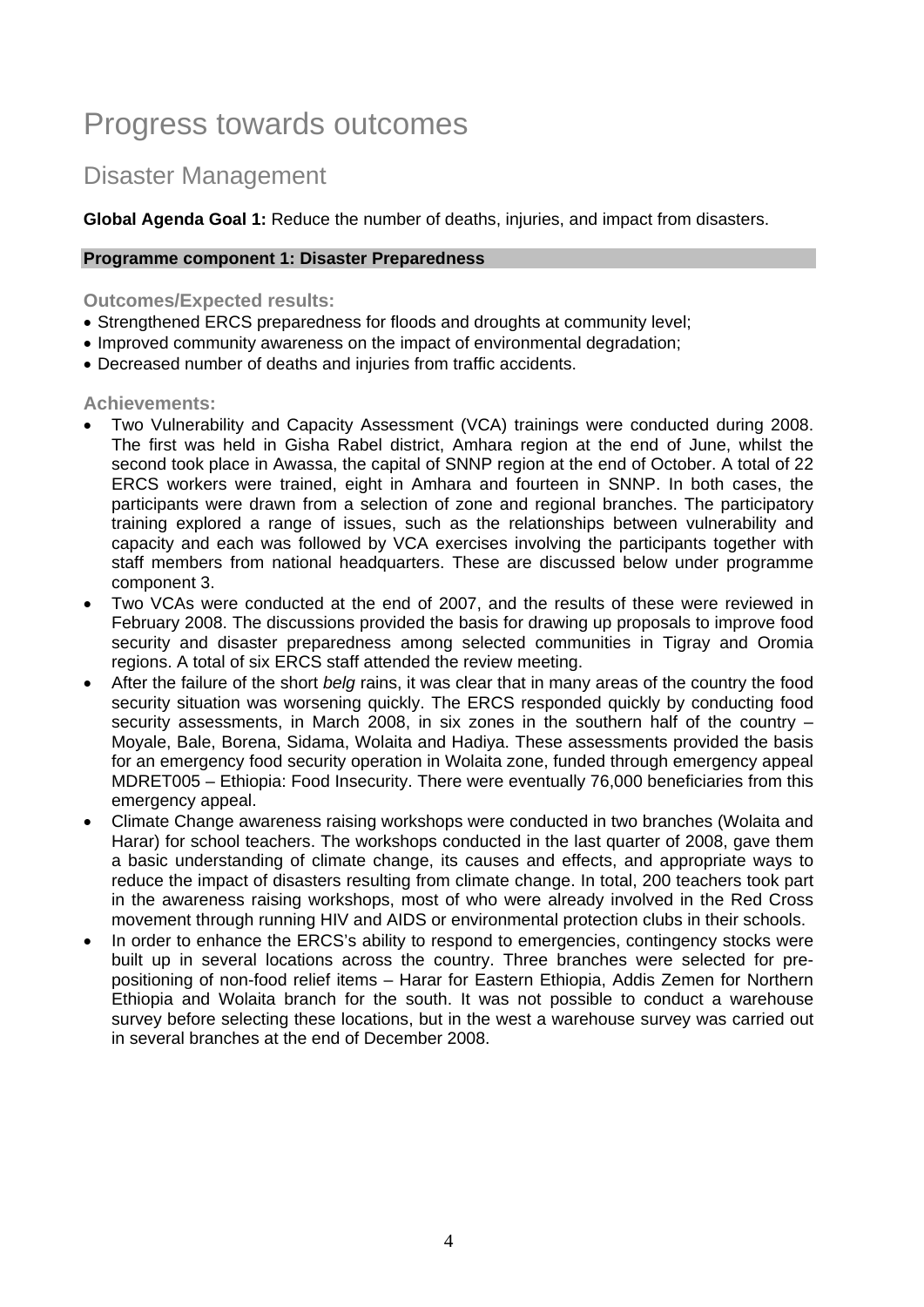# Progress towards outcomes

## Disaster Management

**Global Agenda Goal 1:** Reduce the number of deaths, injuries, and impact from disasters.

**Programme component 1: Disaster Preparedness**

### Outcomes/Expected results:

- Strengthened ERCS preparedness for floods and droughts at community level;
- Improved community awareness on the impact of environmental degradation;
- Decreased number of deaths and injuries from traffic accidents.

### Achievements:

- Two Vulnerability and Capacity Assessment (VCA) trainings were conducted during 2008. The first was held in Gisha Rabel district, Amhara region at the end of June, whilst the second took place in Awassa, the capital of SNNP region at the end of October. A total of 22 ERCS workers were trained, eight in Amhara and fourteen in SNNP. In both cases, the participants were drawn from a selection of zone and regional branches. The participatory training explored a range of issues, such as the relationships between vulnerability and capacity and each was followed by VCA exercises involving the participants together with staff members from national headquarters. These are discussed below under programme component 3.
- Two VCAs were conducted at the end of 2007, and the results of these were reviewed in February 2008. The discussions provided the basis for drawing up proposals to improve food security and disaster preparedness among selected communities in Tigray and Oromia regions. A total of six ERCS staff attended the review meeting.
- After the failure of the short *belg* rains, it was clear that in many areas of the country the food security situation was worsening quickly. The ERCS responded quickly by conducting food security assessments, in March 2008, in six zones in the southern half of the country – Moyale, Bale, Borena, Sidama, Wolaita and Hadiya. These assessments provided the basis for an emergency food security operation in Wolaita zone, funded through emergency appeal MDRET005 – Ethiopia: Food Insecurity. There were eventually 76,000 beneficiaries from this emergency appeal.
- Climate Change awareness raising workshops were conducted in two branches (Wolaita and Harar) for school teachers. The workshops conducted in the last quarter of 2008, gave them a basic understanding of climate change, its causes and effects, and appropriate ways to reduce the impact of disasters resulting from climate change. In total, 200 teachers took part in the awareness raising workshops, most of who were already involved in the Red Cross movement through running HIV and AIDS or environmental protection clubs in their schools.
- In order to enhance the ERCS's ability to respond to emergencies, contingency stocks were built up in several locations across the country. Three branches were selected for pre-positioning of non-food relief items – Harar for Eastern Ethiopia, Addis Zemen for Northern Ethiopia and Wolaita branch for the south. It was not possible to conduct a warehouse survey before selecting these locations, but in the west a warehouse survey was carried out in several branches at the end of December 2008.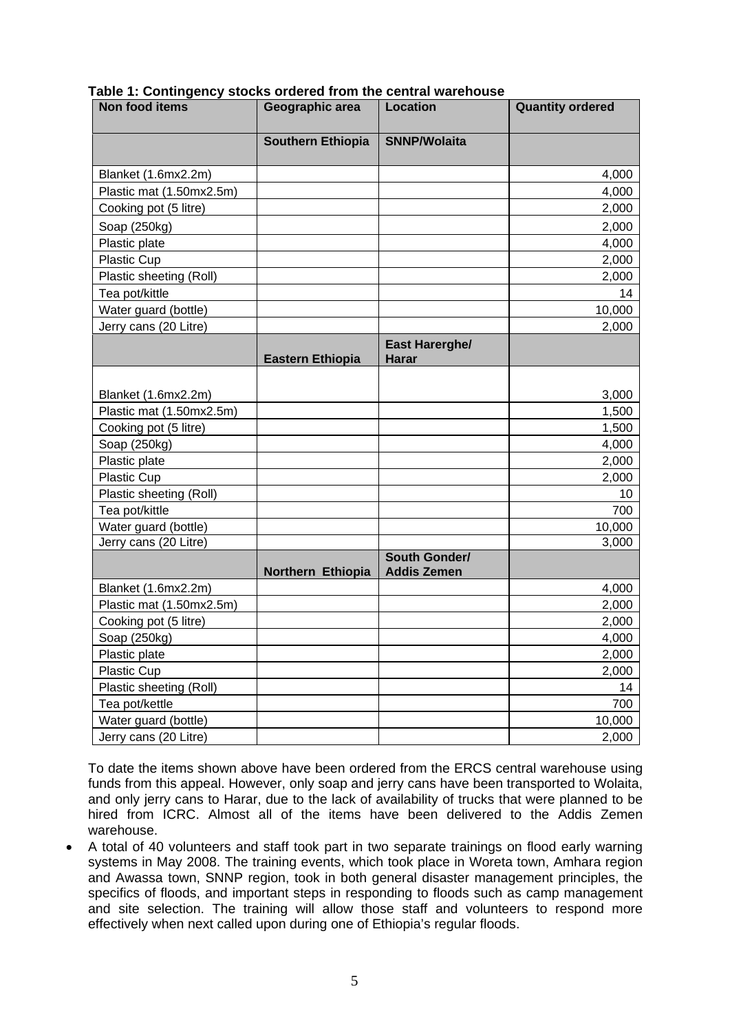**Table 1: Contingency stocks ordered from the central warehouse**

| Non food items | Geographic area | Location | Quantity ordered |
|---|---|---|---|
| | **Southern Ethiopia** | **SNNP/Wolaita** | |
| Blanket (1.6mx2.2m) | | | 4,000 |
| Plastic mat (1.50mx2.5m) | | | 4,000 |
| Cooking pot (5 litre) | | | 2,000 |
| Soap (250kg) | | | 2,000 |
| Plastic plate | | | 4,000 |
| Plastic Cup | | | 2,000 |
| Plastic sheeting (Roll) | | | 2,000 |
| Tea pot/kittle | | | 14 |
| Water guard (bottle) | | | 10,000 |
| Jerry cans (20 Litre) | | | 2,000 |
| | **Eastern Ethiopia** | **East Harerghe/ Harar** | |
| Blanket (1.6mx2.2m) | | | 3,000 |
| Plastic mat (1.50mx2.5m) | | | 1,500 |
| Cooking pot (5 litre) | | | 1,500 |
| Soap (250kg) | | | 4,000 |
| Plastic plate | | | 2,000 |
| Plastic Cup | | | 2,000 |
| Plastic sheeting (Roll) | | | 10 |
| Tea pot/kittle | | | 700 |
| Water guard (bottle) | | | 10,000 |
| Jerry cans (20 Litre) | | | 3,000 |
| | **Northern Ethiopia** | **South Gonder/ Addis Zemen** | |
| Blanket (1.6mx2.2m) | | | 4,000 |
| Plastic mat (1.50mx2.5m) | | | 2,000 |
| Cooking pot (5 litre) | | | 2,000 |
| Soap (250kg) | | | 4,000 |
| Plastic plate | | | 2,000 |
| Plastic Cup | | | 2,000 |
| Plastic sheeting (Roll) | | | 14 |
| Tea pot/kettle | | | 700 |
| Water guard (bottle) | | | 10,000 |
| Jerry cans (20 Litre) | | | 2,000 |

To date the items shown above have been ordered from the ERCS central warehouse using funds from this appeal. However, only soap and jerry cans have been transported to Wolaita, and only jerry cans to Harar, due to the lack of availability of trucks that were planned to be hired from ICRC. Almost all of the items have been delivered to the Addis Zemen warehouse.

- A total of 40 volunteers and staff took part in two separate trainings on flood early warning systems in May 2008. The training events, which took place in Woreta town, Amhara region and Awassa town, SNNP region, took in both general disaster management principles, the specifics of floods, and important steps in responding to floods such as camp management and site selection. The training will allow those staff and volunteers to respond more effectively when next called upon during one of Ethiopia's regular floods.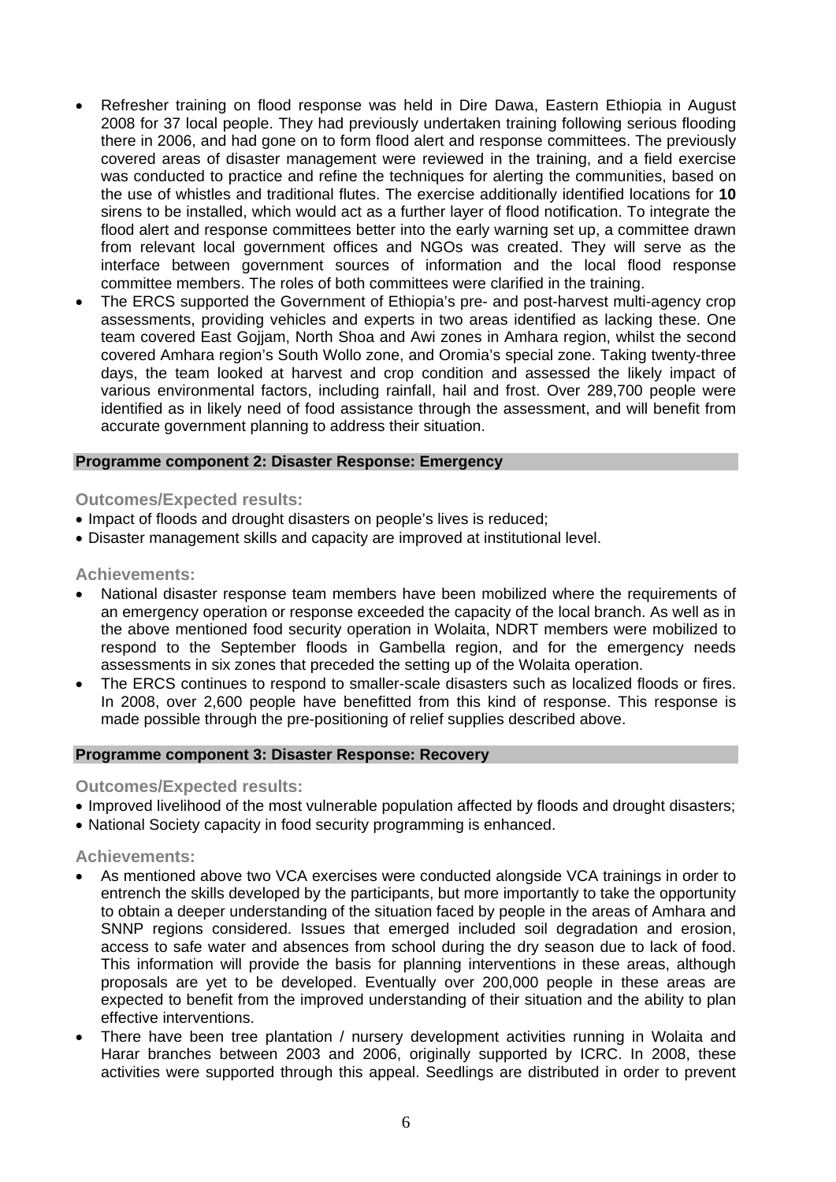- Refresher training on flood response was held in Dire Dawa, Eastern Ethiopia in August 2008 for 37 local people. They had previously undertaken training following serious flooding there in 2006, and had gone on to form flood alert and response committees. The previously covered areas of disaster management were reviewed in the training, and a field exercise was conducted to practice and refine the techniques for alerting the communities, based on the use of whistles and traditional flutes. The exercise additionally identified locations for **10** sirens to be installed, which would act as a further layer of flood notification. To integrate the flood alert and response committees better into the early warning set up, a committee drawn from relevant local government offices and NGOs was created. They will serve as the interface between government sources of information and the local flood response committee members. The roles of both committees were clarified in the training.
- The ERCS supported the Government of Ethiopia's pre- and post-harvest multi-agency crop assessments, providing vehicles and experts in two areas identified as lacking these. One team covered East Gojjam, North Shoa and Awi zones in Amhara region, whilst the second covered Amhara region's South Wollo zone, and Oromia's special zone. Taking twenty-three days, the team looked at harvest and crop condition and assessed the likely impact of various environmental factors, including rainfall, hail and frost. Over 289,700 people were identified as in likely need of food assistance through the assessment, and will benefit from accurate government planning to address their situation.

**Programme component 2: Disaster Response: Emergency**

### Outcomes/Expected results:

- Impact of floods and drought disasters on people's lives is reduced;
- Disaster management skills and capacity are improved at institutional level.

### Achievements:

- National disaster response team members have been mobilized where the requirements of an emergency operation or response exceeded the capacity of the local branch. As well as in the above mentioned food security operation in Wolaita, NDRT members were mobilized to respond to the September floods in Gambella region, and for the emergency needs assessments in six zones that preceded the setting up of the Wolaita operation.
- The ERCS continues to respond to smaller-scale disasters such as localized floods or fires. In 2008, over 2,600 people have benefitted from this kind of response. This response is made possible through the pre-positioning of relief supplies described above.

**Programme component 3: Disaster Response: Recovery**

### Outcomes/Expected results:

- Improved livelihood of the most vulnerable population affected by floods and drought disasters;
- National Society capacity in food security programming is enhanced.

### Achievements:

- As mentioned above two VCA exercises were conducted alongside VCA trainings in order to entrench the skills developed by the participants, but more importantly to take the opportunity to obtain a deeper understanding of the situation faced by people in the areas of Amhara and SNNP regions considered. Issues that emerged included soil degradation and erosion, access to safe water and absences from school during the dry season due to lack of food. This information will provide the basis for planning interventions in these areas, although proposals are yet to be developed. Eventually over 200,000 people in these areas are expected to benefit from the improved understanding of their situation and the ability to plan effective interventions.
- There have been tree plantation / nursery development activities running in Wolaita and Harar branches between 2003 and 2006, originally supported by ICRC. In 2008, these activities were supported through this appeal. Seedlings are distributed in order to prevent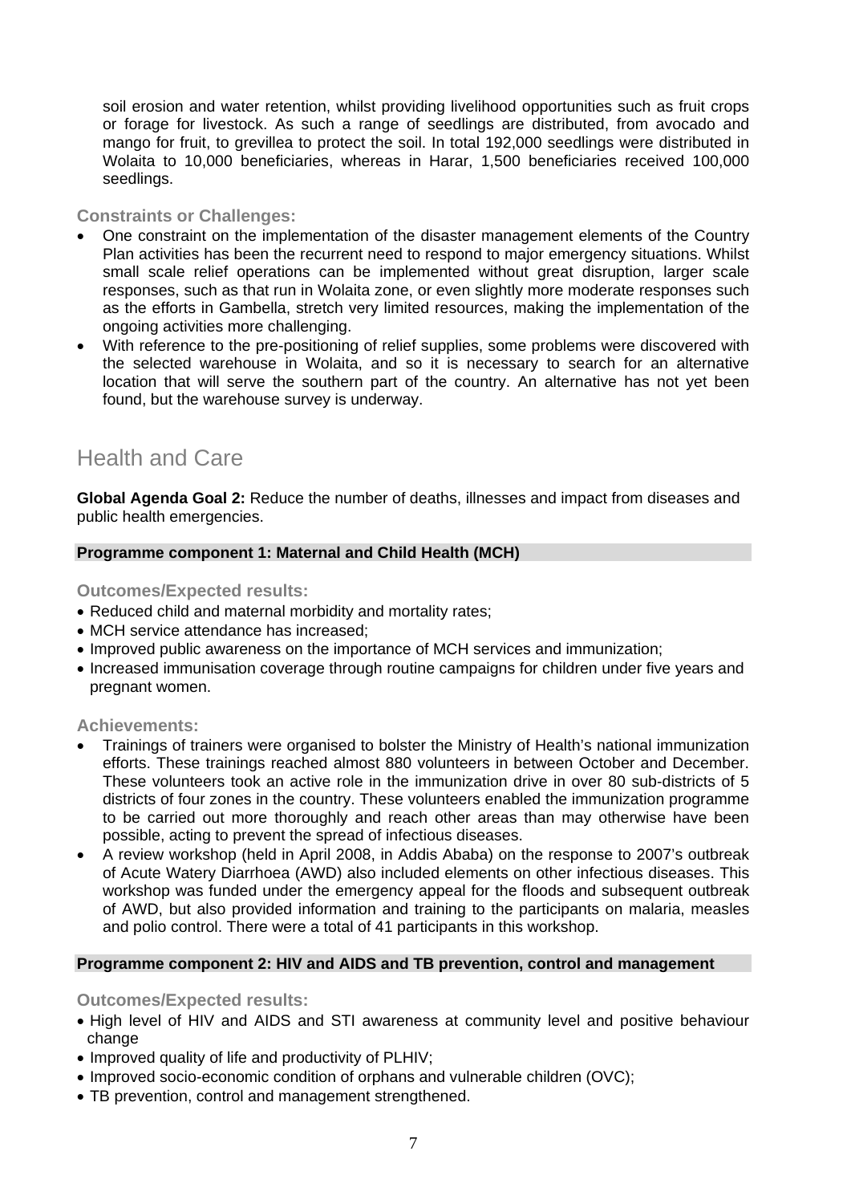soil erosion and water retention, whilst providing livelihood opportunities such as fruit crops or forage for livestock. As such a range of seedlings are distributed, from avocado and mango for fruit, to grevillea to protect the soil. In total 192,000 seedlings were distributed in Wolaita to 10,000 beneficiaries, whereas in Harar, 1,500 beneficiaries received 100,000 seedlings.

### Constraints or Challenges:

- One constraint on the implementation of the disaster management elements of the Country Plan activities has been the recurrent need to respond to major emergency situations. Whilst small scale relief operations can be implemented without great disruption, larger scale responses, such as that run in Wolaita zone, or even slightly more moderate responses such as the efforts in Gambella, stretch very limited resources, making the implementation of the ongoing activities more challenging.
- With reference to the pre-positioning of relief supplies, some problems were discovered with the selected warehouse in Wolaita, and so it is necessary to search for an alternative location that will serve the southern part of the country. An alternative has not yet been found, but the warehouse survey is underway.

## Health and Care

**Global Agenda Goal 2:** Reduce the number of deaths, illnesses and impact from diseases and public health emergencies.

**Programme component 1: Maternal and Child Health (MCH)**

### Outcomes/Expected results:

- Reduced child and maternal morbidity and mortality rates;
- MCH service attendance has increased;
- Improved public awareness on the importance of MCH services and immunization;
- Increased immunisation coverage through routine campaigns for children under five years and pregnant women.

### Achievements:

- Trainings of trainers were organised to bolster the Ministry of Health's national immunization efforts. These trainings reached almost 880 volunteers in between October and December. These volunteers took an active role in the immunization drive in over 80 sub-districts of 5 districts of four zones in the country. These volunteers enabled the immunization programme to be carried out more thoroughly and reach other areas than may otherwise have been possible, acting to prevent the spread of infectious diseases.
- A review workshop (held in April 2008, in Addis Ababa) on the response to 2007's outbreak of Acute Watery Diarrhoea (AWD) also included elements on other infectious diseases. This workshop was funded under the emergency appeal for the floods and subsequent outbreak of AWD, but also provided information and training to the participants on malaria, measles and polio control. There were a total of 41 participants in this workshop.

**Programme component 2: HIV and AIDS and TB prevention, control and management**

### Outcomes/Expected results:

- High level of HIV and AIDS and STI awareness at community level and positive behaviour change
- Improved quality of life and productivity of PLHIV;
- Improved socio-economic condition of orphans and vulnerable children (OVC);
- TB prevention, control and management strengthened.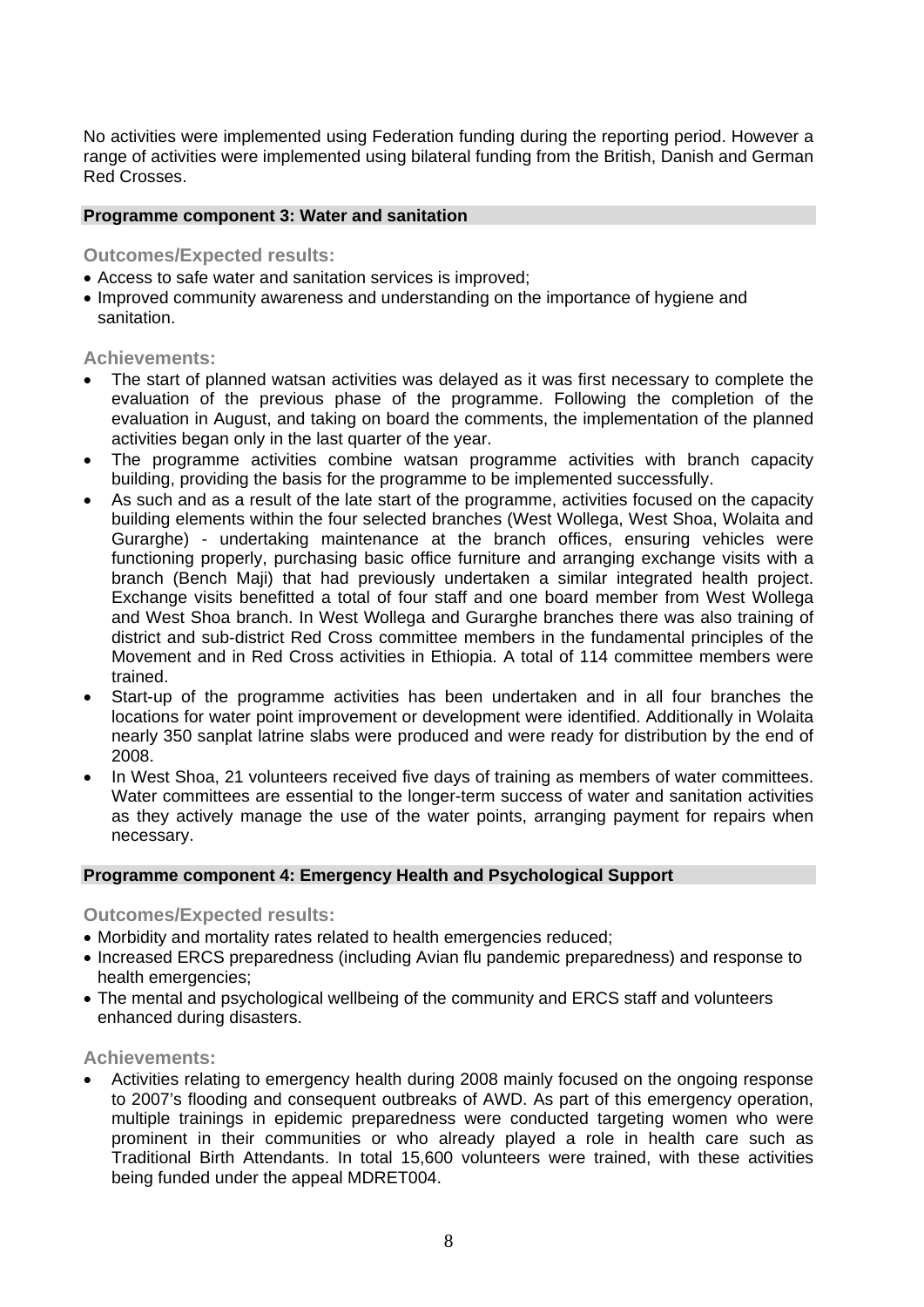No activities were implemented using Federation funding during the reporting period. However a range of activities were implemented using bilateral funding from the British, Danish and German Red Crosses.

### Programme component 3: Water and sanitation

**Outcomes/Expected results:**

- Access to safe water and sanitation services is improved;
- Improved community awareness and understanding on the importance of hygiene and sanitation.

**Achievements:**

- The start of planned watsan activities was delayed as it was first necessary to complete the evaluation of the previous phase of the programme. Following the completion of the evaluation in August, and taking on board the comments, the implementation of the planned activities began only in the last quarter of the year.
- The programme activities combine watsan programme activities with branch capacity building, providing the basis for the programme to be implemented successfully.
- As such and as a result of the late start of the programme, activities focused on the capacity building elements within the four selected branches (West Wollega, West Shoa, Wolaita and Guraghe) - undertaking maintenance at the branch offices, ensuring vehicles were functioning properly, purchasing basic office furniture and arranging exchange visits with a branch (Bench Maji) that had previously undertaken a similar integrated health project. Exchange visits benefitted a total of four staff and one board member from West Wollega and West Shoa branch. In West Wollega and Guraghe branches there was also training of district and sub-district Red Cross committee members in the fundamental principles of the Movement and in Red Cross activities in Ethiopia. A total of 114 committee members were trained.
- Start-up of the programme activities has been undertaken and in all four branches the locations for water point improvement or development were identified. Additionally in Wolaita nearly 350 sanplat latrine slabs were produced and were ready for distribution by the end of 2008.
- In West Shoa, 21 volunteers received five days of training as members of water committees. Water committees are essential to the longer-term success of water and sanitation activities as they actively manage the use of the water points, arranging payment for repairs when necessary.

### Programme component 4: Emergency Health and Psychological Support

**Outcomes/Expected results:**

- Morbidity and mortality rates related to health emergencies reduced;
- Increased ERCS preparedness (including Avian flu pandemic preparedness) and response to health emergencies;
- The mental and psychological wellbeing of the community and ERCS staff and volunteers enhanced during disasters.

**Achievements:**

- Activities relating to emergency health during 2008 mainly focused on the ongoing response to 2007's flooding and consequent outbreaks of AWD. As part of this emergency operation, multiple trainings in epidemic preparedness were conducted targeting women who were prominent in their communities or who already played a role in health care such as Traditional Birth Attendants. In total 15,600 volunteers were trained, with these activities being funded under the appeal MDRET004.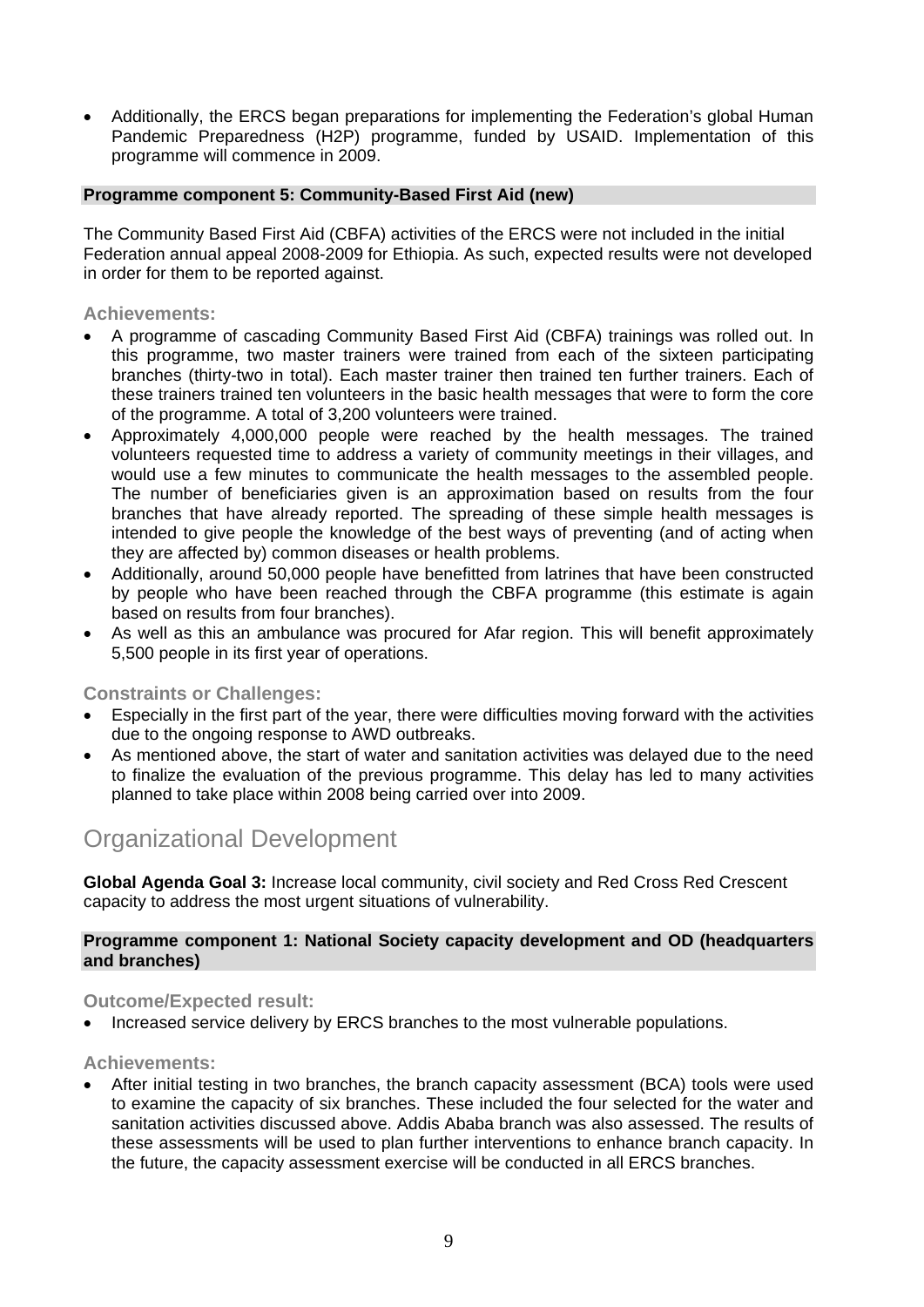- Additionally, the ERCS began preparations for implementing the Federation's global Human Pandemic Preparedness (H2P) programme, funded by USAID. Implementation of this programme will commence in 2009.

**Programme component 5: Community-Based First Aid (new)**

The Community Based First Aid (CBFA) activities of the ERCS were not included in the initial Federation annual appeal 2008-2009 for Ethiopia. As such, expected results were not developed in order for them to be reported against.

### Achievements:

- A programme of cascading Community Based First Aid (CBFA) trainings was rolled out. In this programme, two master trainers were trained from each of the sixteen participating branches (thirty-two in total). Each master trainer then trained ten further trainers. Each of these trainers trained ten volunteers in the basic health messages that were to form the core of the programme. A total of 3,200 volunteers were trained.
- Approximately 4,000,000 people were reached by the health messages. The trained volunteers requested time to address a variety of community meetings in their villages, and would use a few minutes to communicate the health messages to the assembled people. The number of beneficiaries given is an approximation based on results from the four branches that have already reported. The spreading of these simple health messages is intended to give people the knowledge of the best ways of preventing (and of acting when they are affected by) common diseases or health problems.
- Additionally, around 50,000 people have benefitted from latrines that have been constructed by people who have been reached through the CBFA programme (this estimate is again based on results from four branches).
- As well as this an ambulance was procured for Afar region. This will benefit approximately 5,500 people in its first year of operations.

### Constraints or Challenges:

- Especially in the first part of the year, there were difficulties moving forward with the activities due to the ongoing response to AWD outbreaks.
- As mentioned above, the start of water and sanitation activities was delayed due to the need to finalize the evaluation of the previous programme. This delay has led to many activities planned to take place within 2008 being carried over into 2009.

## Organizational Development

**Global Agenda Goal 3:** Increase local community, civil society and Red Cross Red Crescent capacity to address the most urgent situations of vulnerability.

**Programme component 1: National Society capacity development and OD (headquarters and branches)**

### Outcome/Expected result:

- Increased service delivery by ERCS branches to the most vulnerable populations.

### Achievements:

- After initial testing in two branches, the branch capacity assessment (BCA) tools were used to examine the capacity of six branches. These included the four selected for the water and sanitation activities discussed above. Addis Ababa branch was also assessed. The results of these assessments will be used to plan further interventions to enhance branch capacity. In the future, the capacity assessment exercise will be conducted in all ERCS branches.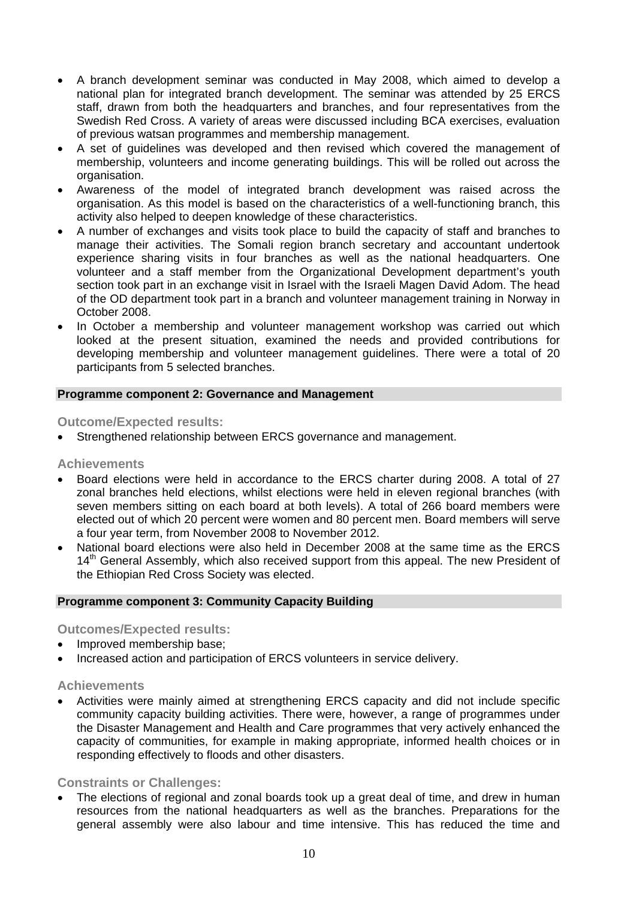- A branch development seminar was conducted in May 2008, which aimed to develop a national plan for integrated branch development. The seminar was attended by 25 ERCS staff, drawn from both the headquarters and branches, and four representatives from the Swedish Red Cross. A variety of areas were discussed including BCA exercises, evaluation of previous watsan programmes and membership management.
- A set of guidelines was developed and then revised which covered the management of membership, volunteers and income generating buildings. This will be rolled out across the organisation.
- Awareness of the model of integrated branch development was raised across the organisation. As this model is based on the characteristics of a well-functioning branch, this activity also helped to deepen knowledge of these characteristics.
- A number of exchanges and visits took place to build the capacity of staff and branches to manage their activities. The Somali region branch secretary and accountant undertook experience sharing visits in four branches as well as the national headquarters. One volunteer and a staff member from the Organizational Development department's youth section took part in an exchange visit in Israel with the Israeli Magen David Adom. The head of the OD department took part in a branch and volunteer management training in Norway in October 2008.
- In October a membership and volunteer management workshop was carried out which looked at the present situation, examined the needs and provided contributions for developing membership and volunteer management guidelines. There were a total of 20 participants from 5 selected branches.

**Programme component 2: Governance and Management**

### Outcome/Expected results:

- Strengthened relationship between ERCS governance and management.

### Achievements

- Board elections were held in accordance to the ERCS charter during 2008. A total of 27 zonal branches held elections, whilst elections were held in eleven regional branches (with seven members sitting on each board at both levels). A total of 266 board members were elected out of which 20 percent were women and 80 percent men. Board members will serve a four year term, from November 2008 to November 2012.
- National board elections were also held in December 2008 at the same time as the ERCS 14th General Assembly, which also received support from this appeal. The new President of the Ethiopian Red Cross Society was elected.

**Programme component 3: Community Capacity Building**

### Outcomes/Expected results:

- Improved membership base;
- Increased action and participation of ERCS volunteers in service delivery.

### Achievements

- Activities were mainly aimed at strengthening ERCS capacity and did not include specific community capacity building activities. There were, however, a range of programmes under the Disaster Management and Health and Care programmes that very actively enhanced the capacity of communities, for example in making appropriate, informed health choices or in responding effectively to floods and other disasters.

### Constraints or Challenges:

- The elections of regional and zonal boards took up a great deal of time, and drew in human resources from the national headquarters as well as the branches. Preparations for the general assembly were also labour and time intensive. This has reduced the time and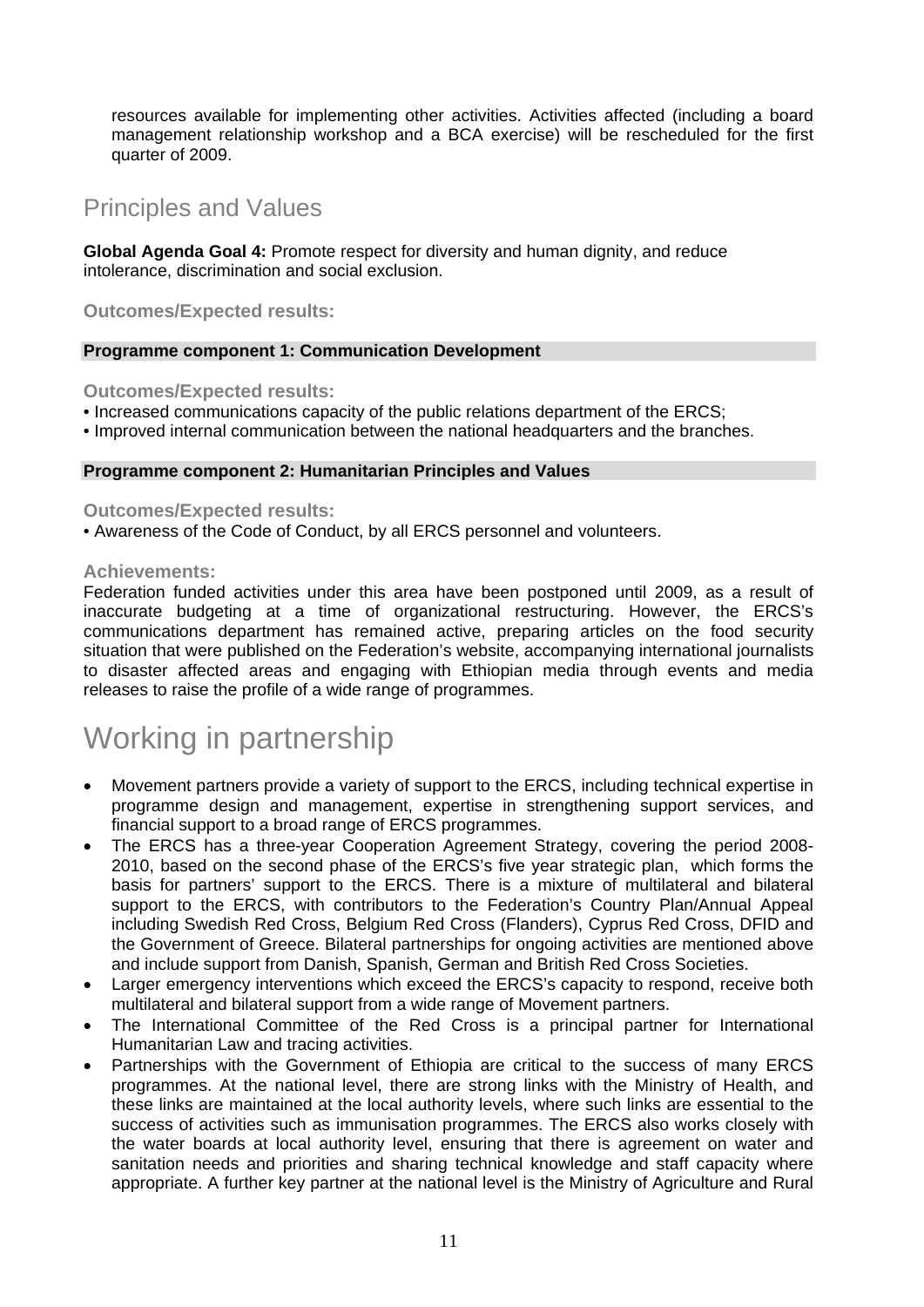resources available for implementing other activities. Activities affected (including a board management relationship workshop and a BCA exercise) will be rescheduled for the first quarter of 2009.

## Principles and Values

**Global Agenda Goal 4:** Promote respect for diversity and human dignity, and reduce intolerance, discrimination and social exclusion.

**Outcomes/Expected results:**

**Programme component 1: Communication Development**

**Outcomes/Expected results:**

- Increased communications capacity of the public relations department of the ERCS;
- Improved internal communication between the national headquarters and the branches.

**Programme component 2: Humanitarian Principles and Values**

**Outcomes/Expected results:**

- Awareness of the Code of Conduct, by all ERCS personnel and volunteers.

**Achievements:**

Federation funded activities under this area have been postponed until 2009, as a result of inaccurate budgeting at a time of organizational restructuring. However, the ERCS's communications department has remained active, preparing articles on the food security situation that were published on the Federation's website, accompanying international journalists to disaster affected areas and engaging with Ethiopian media through events and media releases to raise the profile of a wide range of programmes.

# Working in partnership

- Movement partners provide a variety of support to the ERCS, including technical expertise in programme design and management, expertise in strengthening support services, and financial support to a broad range of ERCS programmes.
- The ERCS has a three-year Cooperation Agreement Strategy, covering the period 2008-2010, based on the second phase of the ERCS's five year strategic plan, which forms the basis for partners' support to the ERCS. There is a mixture of multilateral and bilateral support to the ERCS, with contributors to the Federation's Country Plan/Annual Appeal including Swedish Red Cross, Belgium Red Cross (Flanders), Cyprus Red Cross, DFID and the Government of Greece. Bilateral partnerships for ongoing activities are mentioned above and include support from Danish, Spanish, German and British Red Cross Societies.
- Larger emergency interventions which exceed the ERCS's capacity to respond, receive both multilateral and bilateral support from a wide range of Movement partners.
- The International Committee of the Red Cross is a principal partner for International Humanitarian Law and tracing activities.
- Partnerships with the Government of Ethiopia are critical to the success of many ERCS programmes. At the national level, there are strong links with the Ministry of Health, and these links are maintained at the local authority levels, where such links are essential to the success of activities such as immunisation programmes. The ERCS also works closely with the water boards at local authority level, ensuring that there is agreement on water and sanitation needs and priorities and sharing technical knowledge and staff capacity where appropriate. A further key partner at the national level is the Ministry of Agriculture and Rural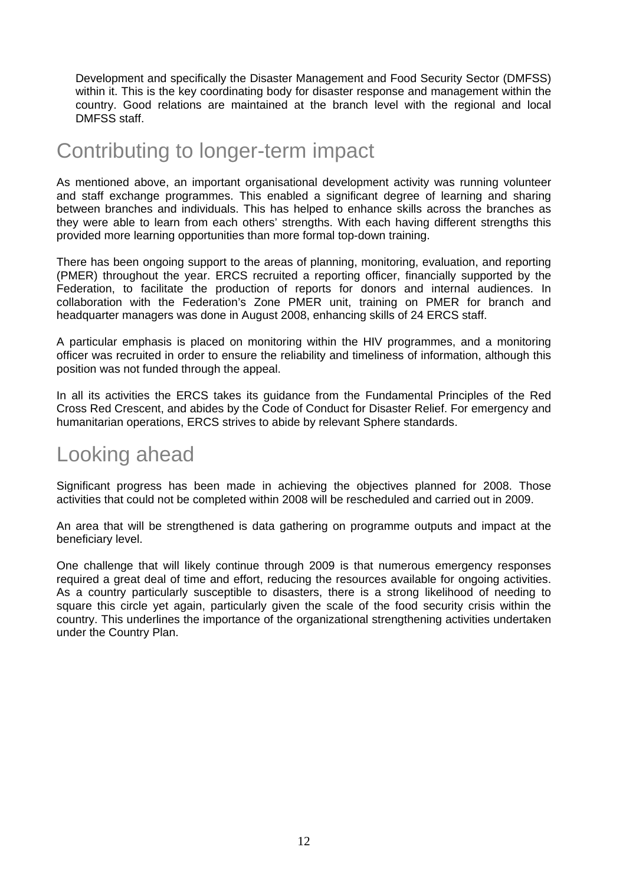Development and specifically the Disaster Management and Food Security Sector (DMFSS) within it. This is the key coordinating body for disaster response and management within the country. Good relations are maintained at the branch level with the regional and local DMFSS staff.

# Contributing to longer-term impact

As mentioned above, an important organisational development activity was running volunteer and staff exchange programmes. This enabled a significant degree of learning and sharing between branches and individuals. This has helped to enhance skills across the branches as they were able to learn from each others' strengths. With each having different strengths this provided more learning opportunities than more formal top-down training.

There has been ongoing support to the areas of planning, monitoring, evaluation, and reporting (PMER) throughout the year. ERCS recruited a reporting officer, financially supported by the Federation, to facilitate the production of reports for donors and internal audiences. In collaboration with the Federation's Zone PMER unit, training on PMER for branch and headquarter managers was done in August 2008, enhancing skills of 24 ERCS staff.

A particular emphasis is placed on monitoring within the HIV programmes, and a monitoring officer was recruited in order to ensure the reliability and timeliness of information, although this position was not funded through the appeal.

In all its activities the ERCS takes its guidance from the Fundamental Principles of the Red Cross Red Crescent, and abides by the Code of Conduct for Disaster Relief. For emergency and humanitarian operations, ERCS strives to abide by relevant Sphere standards.

# Looking ahead

Significant progress has been made in achieving the objectives planned for 2008. Those activities that could not be completed within 2008 will be rescheduled and carried out in 2009.

An area that will be strengthened is data gathering on programme outputs and impact at the beneficiary level.

One challenge that will likely continue through 2009 is that numerous emergency responses required a great deal of time and effort, reducing the resources available for ongoing activities. As a country particularly susceptible to disasters, there is a strong likelihood of needing to square this circle yet again, particularly given the scale of the food security crisis within the country. This underlines the importance of the organizational strengthening activities undertaken under the Country Plan.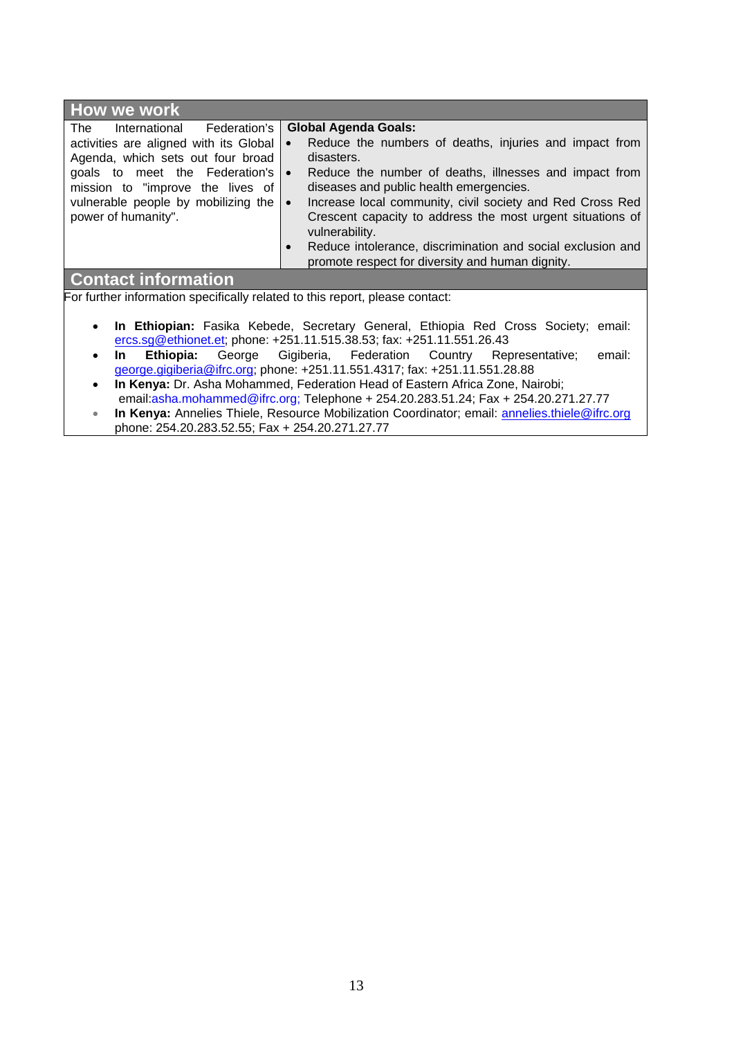## How we work

| | |
|---|---|
| The International Federation's activities are aligned with its Global Agenda, which sets out four broad goals to meet the Federation's mission to "improve the lives of vulnerable people by mobilizing the power of humanity". | **Global Agenda Goals:**<br>• Reduce the numbers of deaths, injuries and impact from disasters.<br>• Reduce the number of deaths, illnesses and impact from diseases and public health emergencies.<br>• Increase local community, civil society and Red Cross Red Crescent capacity to address the most urgent situations of vulnerability.<br>• Reduce intolerance, discrimination and social exclusion and promote respect for diversity and human dignity. |

## Contact information

For further information specifically related to this report, please contact:

- **In Ethiopian:** Fasika Kebede, Secretary General, Ethiopia Red Cross Society; email: ercs.sg@ethionet.et; phone: +251.11.515.38.53; fax: +251.11.551.26.43
- **In Ethiopia:** George Gigiberia, Federation Country Representative; email: george.gigiberia@ifrc.org; phone: +251.11.551.4317; fax: +251.11.551.28.88
- **In Kenya:** Dr. Asha Mohammed, Federation Head of Eastern Africa Zone, Nairobi; email:asha.mohammed@ifrc.org; Telephone + 254.20.283.51.24; Fax + 254.20.271.27.77
- **In Kenya:** Annelies Thiele, Resource Mobilization Coordinator; email: annelies.thiele@ifrc.org phone: 254.20.283.52.55; Fax + 254.20.271.27.77